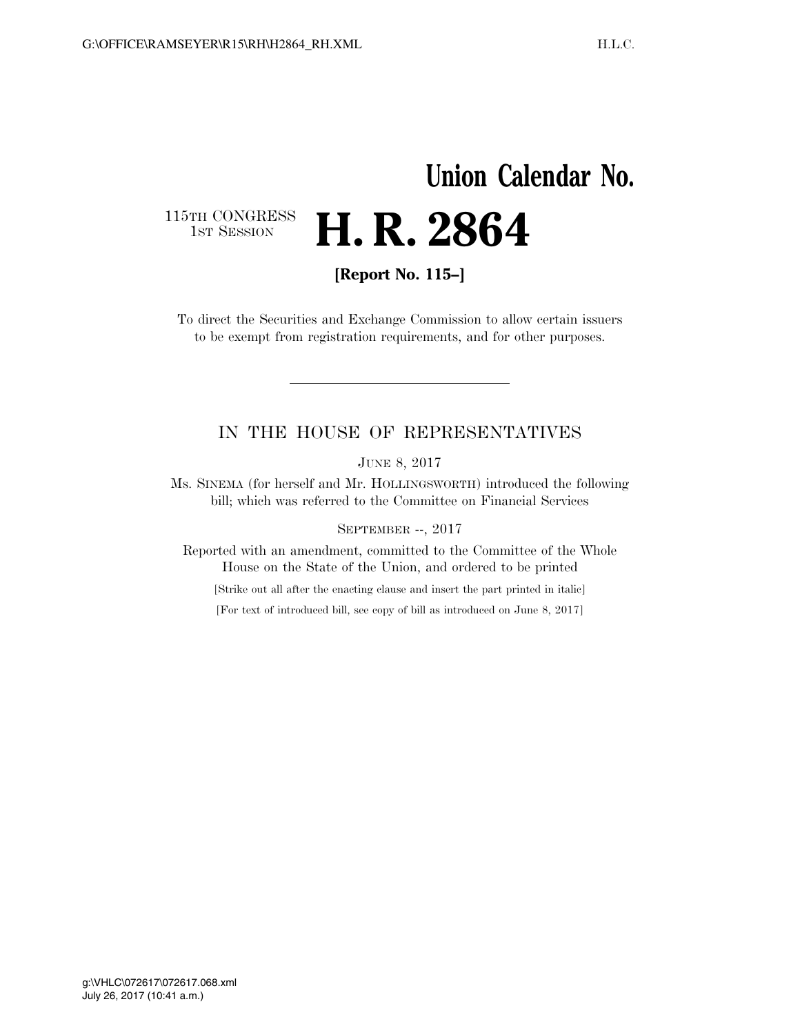# Union Calendar No.

115TH CONGRESS
1ST SESSION

# H. R. 2864

**[Report No. 115–]**

To direct the Securities and Exchange Commission to allow certain issuers to be exempt from registration requirements, and for other purposes.

---

IN THE HOUSE OF REPRESENTATIVES

JUNE 8, 2017

Ms. SINEMA (for herself and Mr. HOLLINGSWORTH) introduced the following bill; which was referred to the Committee on Financial Services

SEPTEMBER --, 2017

Reported with an amendment, committed to the Committee of the Whole House on the State of the Union, and ordered to be printed

[Strike out all after the enacting clause and insert the part printed in italic]

[For text of introduced bill, see copy of bill as introduced on June 8, 2017]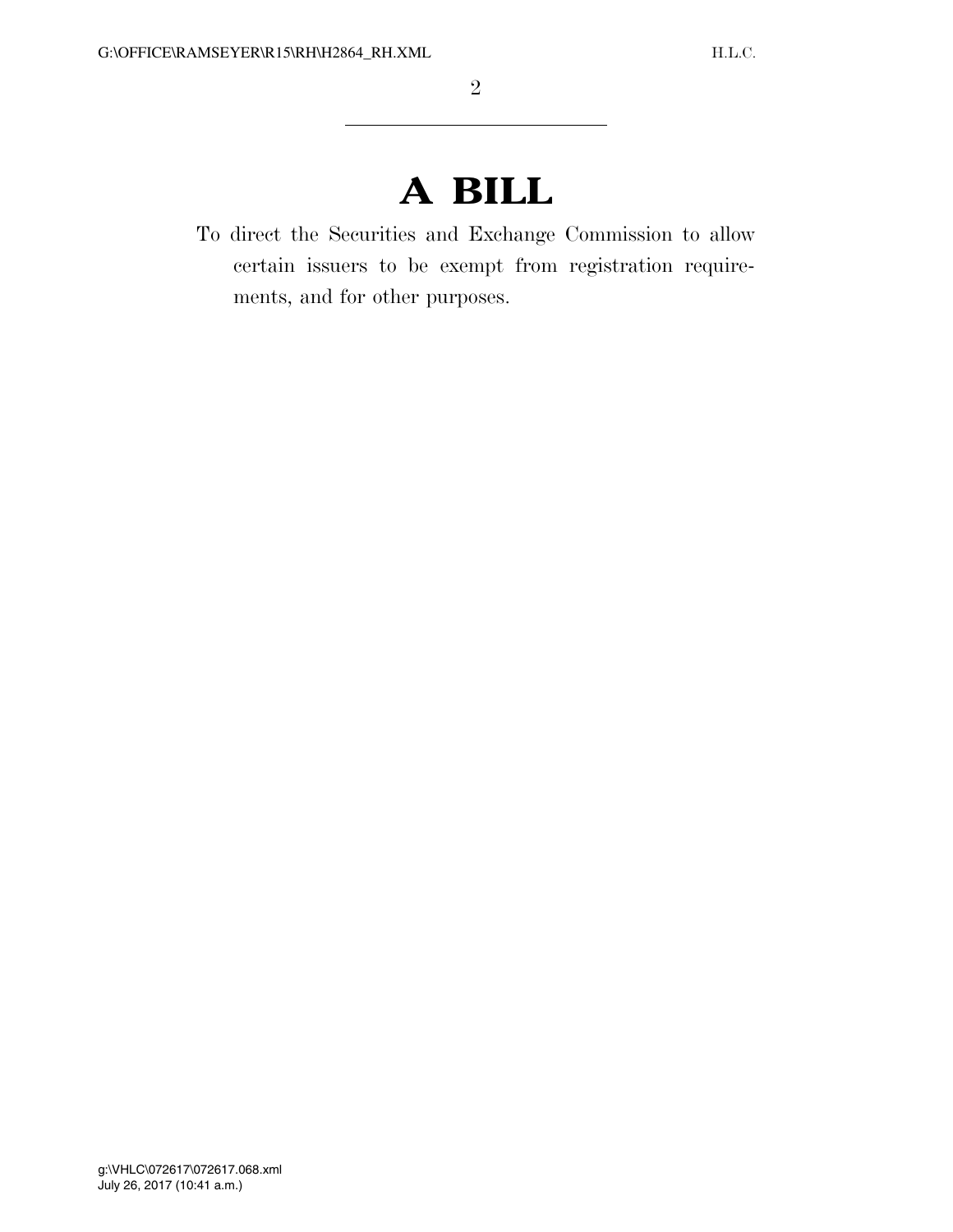# A BILL

To direct the Securities and Exchange Commission to allow certain issuers to be exempt from registration requirements, and for other purposes.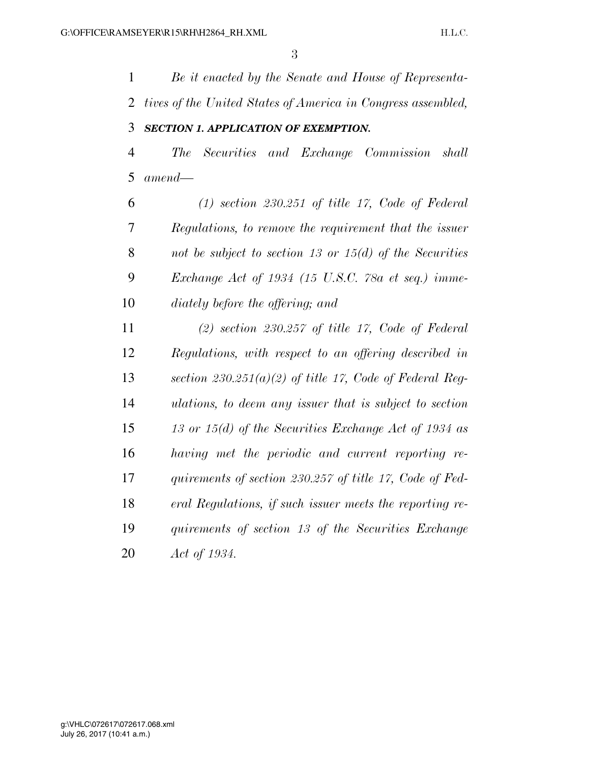*Be it enacted by the Senate and House of Representatives of the United States of America in Congress assembled,*

***SECTION 1. APPLICATION OF EXEMPTION.***

*The Securities and Exchange Commission shall amend—*

*(1) section 230.251 of title 17, Code of Federal Regulations, to remove the requirement that the issuer not be subject to section 13 or 15(d) of the Securities Exchange Act of 1934 (15 U.S.C. 78a et seq.) immediately before the offering; and*

*(2) section 230.257 of title 17, Code of Federal Regulations, with respect to an offering described in section 230.251(a)(2) of title 17, Code of Federal Regulations, to deem any issuer that is subject to section 13 or 15(d) of the Securities Exchange Act of 1934 as having met the periodic and current reporting requirements of section 230.257 of title 17, Code of Federal Regulations, if such issuer meets the reporting requirements of section 13 of the Securities Exchange Act of 1934.*